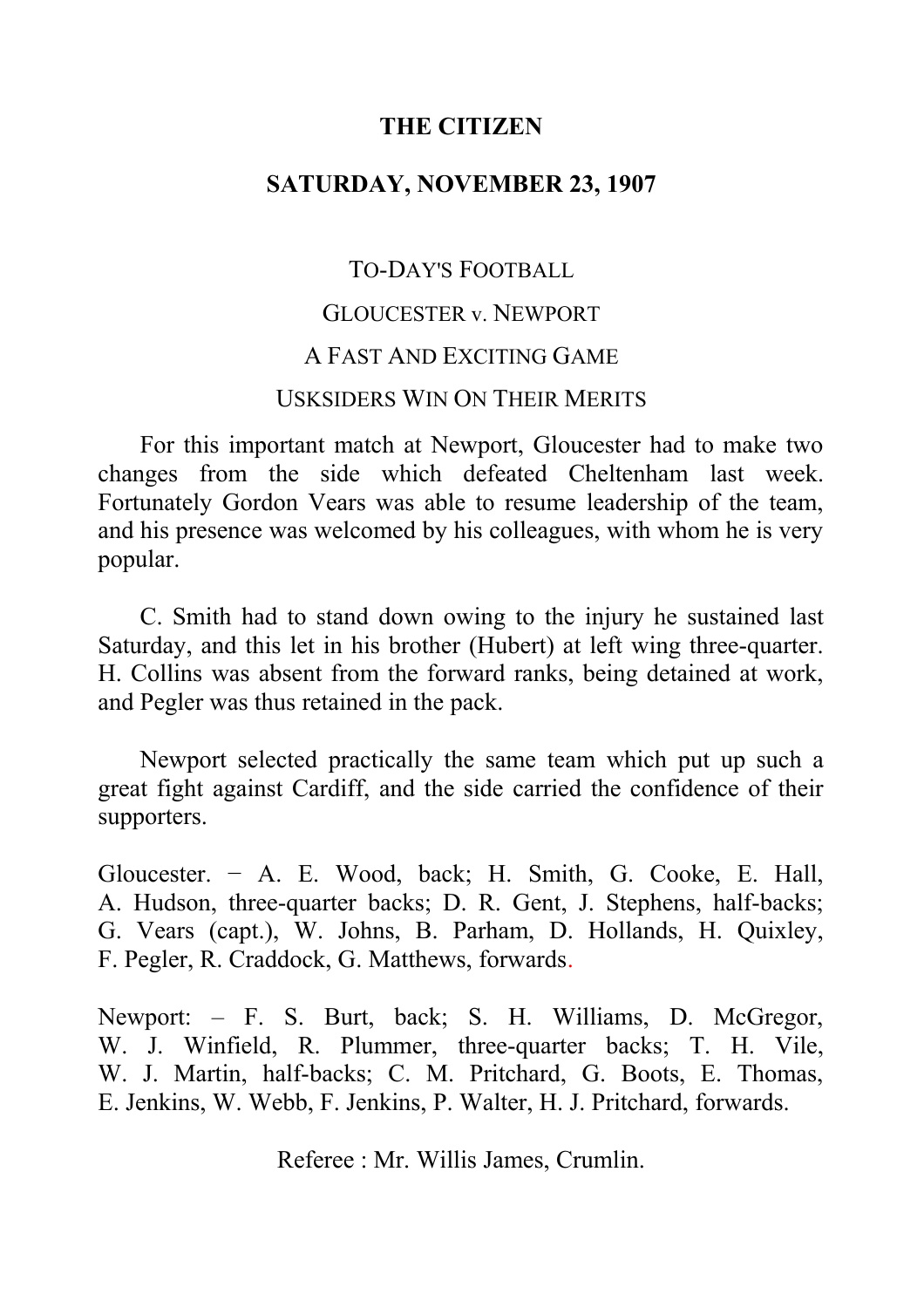# THE CITIZEN

## SATURDAY, NOVEMBER 23, 1907

### TO-DAY'S FOOTBALL

### GLOUCESTER v. NEWPORT

### A FAST AND EXCITING GAME

### USKSIDERS WIN ON THEIR MERITS

For this important match at Newport, Gloucester had to make two changes from the side which defeated Cheltenham last week. Fortunately Gordon Vears was able to resume leadership of the team, and his presence was welcomed by his colleagues, with whom he is very popular.

C. Smith had to stand down owing to the injury he sustained last Saturday, and this let in his brother (Hubert) at left wing three-quarter. H. Collins was absent from the forward ranks, being detained at work, and Pegler was thus retained in the pack.

Newport selected practically the same team which put up such a great fight against Cardiff, and the side carried the confidence of their supporters.

Gloucester. − A. E. Wood, back; H. Smith, G. Cooke, E. Hall, A. Hudson, three-quarter backs; D. R. Gent, J. Stephens, half-backs; G. Vears (capt.), W. Johns, B. Parham, D. Hollands, H. Quixley, F. Pegler, R. Craddock, G. Matthews, forwards.

Newport: – F. S. Burt, back; S. H. Williams, D. McGregor, W. J. Winfield, R. Plummer, three-quarter backs; T. H. Vile, W. J. Martin, half-backs; C. M. Pritchard, G. Boots, E. Thomas, E. Jenkins, W. Webb, F. Jenkins, P. Walter, H. J. Pritchard, forwards.

Referee : Mr. Willis James, Crumlin.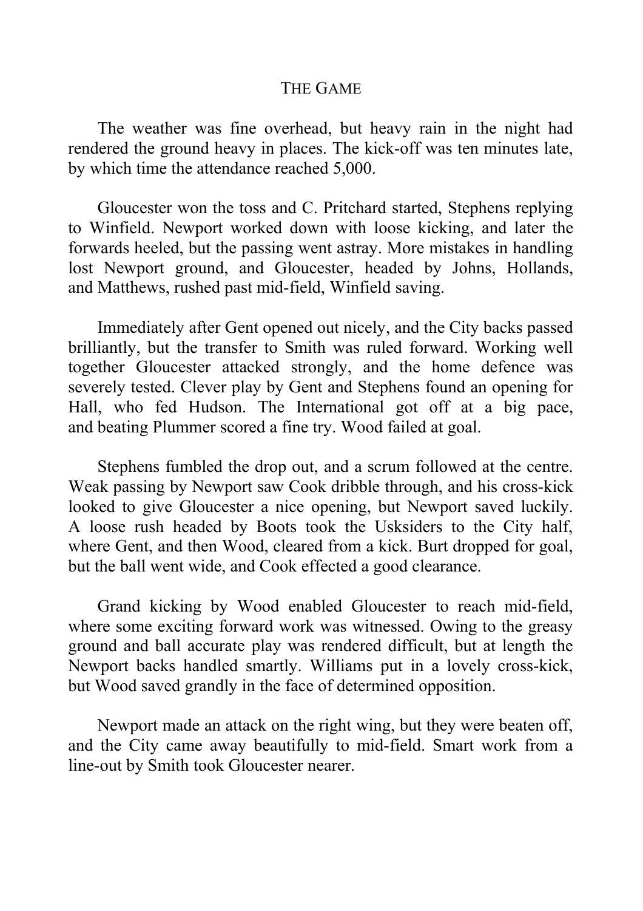## THE GAME

The weather was fine overhead, but heavy rain in the night had rendered the ground heavy in places. The kick-off was ten minutes late, by which time the attendance reached 5,000.

Gloucester won the toss and C. Pritchard started, Stephens replying to Winfield. Newport worked down with loose kicking, and later the forwards heeled, but the passing went astray. More mistakes in handling lost Newport ground, and Gloucester, headed by Johns, Hollands, and Matthews, rushed past mid-field, Winfield saving.

Immediately after Gent opened out nicely, and the City backs passed brilliantly, but the transfer to Smith was ruled forward. Working well together Gloucester attacked strongly, and the home defence was severely tested. Clever play by Gent and Stephens found an opening for Hall, who fed Hudson. The International got off at a big pace, and beating Plummer scored a fine try. Wood failed at goal.

Stephens fumbled the drop out, and a scrum followed at the centre. Weak passing by Newport saw Cook dribble through, and his cross-kick looked to give Gloucester a nice opening, but Newport saved luckily. A loose rush headed by Boots took the Usksiders to the City half, where Gent, and then Wood, cleared from a kick. Burt dropped for goal, but the ball went wide, and Cook effected a good clearance.

Grand kicking by Wood enabled Gloucester to reach mid-field, where some exciting forward work was witnessed. Owing to the greasy ground and ball accurate play was rendered difficult, but at length the Newport backs handled smartly. Williams put in a lovely cross-kick, but Wood saved grandly in the face of determined opposition.

Newport made an attack on the right wing, but they were beaten off, and the City came away beautifully to mid-field. Smart work from a line-out by Smith took Gloucester nearer.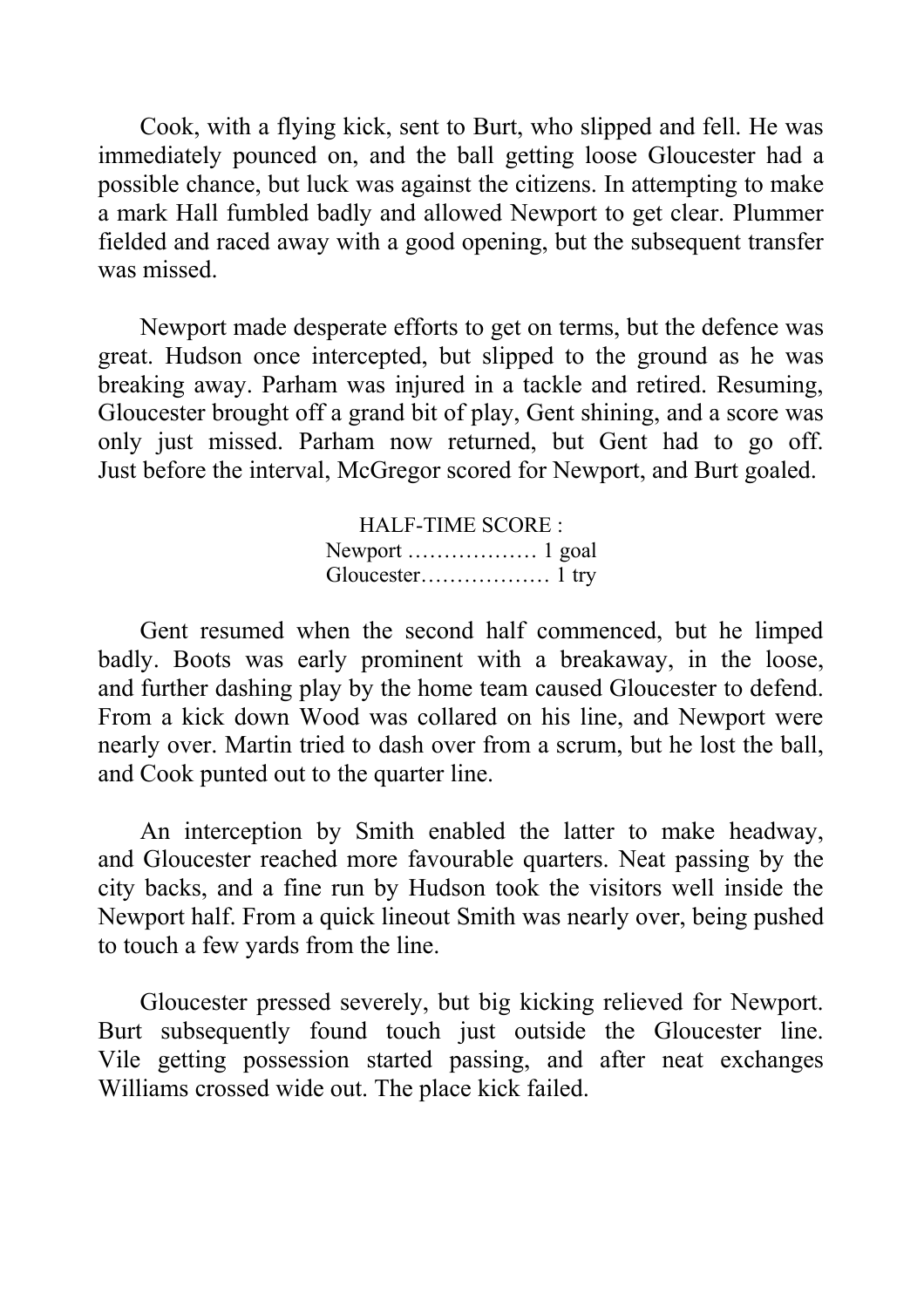Cook, with a flying kick, sent to Burt, who slipped and fell. He was immediately pounced on, and the ball getting loose Gloucester had a possible chance, but luck was against the citizens. In attempting to make a mark Hall fumbled badly and allowed Newport to get clear. Plummer fielded and raced away with a good opening, but the subsequent transfer was missed.

Newport made desperate efforts to get on terms, but the defence was great. Hudson once intercepted, but slipped to the ground as he was breaking away. Parham was injured in a tackle and retired. Resuming, Gloucester brought off a grand bit of play, Gent shining, and a score was only just missed. Parham now returned, but Gent had to go off. Just before the interval, McGregor scored for Newport, and Burt goaled.

HALF-TIME SCORE :
Newport ……………… 1 goal
Gloucester……………… 1 try

Gent resumed when the second half commenced, but he limped badly. Boots was early prominent with a breakaway, in the loose, and further dashing play by the home team caused Gloucester to defend. From a kick down Wood was collared on his line, and Newport were nearly over. Martin tried to dash over from a scrum, but he lost the ball, and Cook punted out to the quarter line.

An interception by Smith enabled the latter to make headway, and Gloucester reached more favourable quarters. Neat passing by the city backs, and a fine run by Hudson took the visitors well inside the Newport half. From a quick lineout Smith was nearly over, being pushed to touch a few yards from the line.

Gloucester pressed severely, but big kicking relieved for Newport. Burt subsequently found touch just outside the Gloucester line. Vile getting possession started passing, and after neat exchanges Williams crossed wide out. The place kick failed.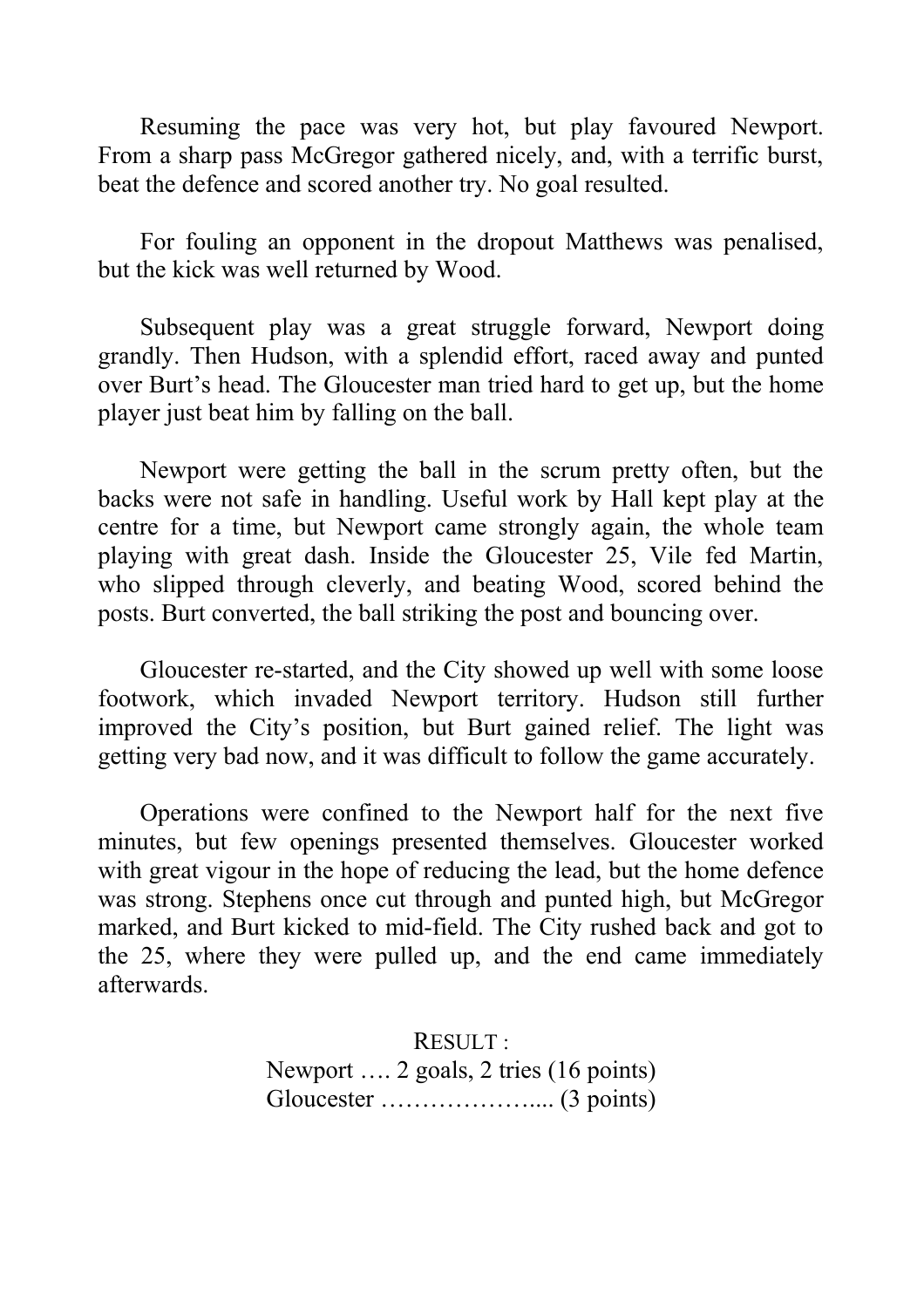Resuming the pace was very hot, but play favoured Newport. From a sharp pass McGregor gathered nicely, and, with a terrific burst, beat the defence and scored another try. No goal resulted.

For fouling an opponent in the dropout Matthews was penalised, but the kick was well returned by Wood.

Subsequent play was a great struggle forward, Newport doing grandly. Then Hudson, with a splendid effort, raced away and punted over Burt's head. The Gloucester man tried hard to get up, but the home player just beat him by falling on the ball.

Newport were getting the ball in the scrum pretty often, but the backs were not safe in handling. Useful work by Hall kept play at the centre for a time, but Newport came strongly again, the whole team playing with great dash. Inside the Gloucester 25, Vile fed Martin, who slipped through cleverly, and beating Wood, scored behind the posts. Burt converted, the ball striking the post and bouncing over.

Gloucester re-started, and the City showed up well with some loose footwork, which invaded Newport territory. Hudson still further improved the City's position, but Burt gained relief. The light was getting very bad now, and it was difficult to follow the game accurately.

Operations were confined to the Newport half for the next five minutes, but few openings presented themselves. Gloucester worked with great vigour in the hope of reducing the lead, but the home defence was strong. Stephens once cut through and punted high, but McGregor marked, and Burt kicked to mid-field. The City rushed back and got to the 25, where they were pulled up, and the end came immediately afterwards.

RESULT :

Newport …. 2 goals, 2 tries (16 points)
Gloucester ……………….... (3 points)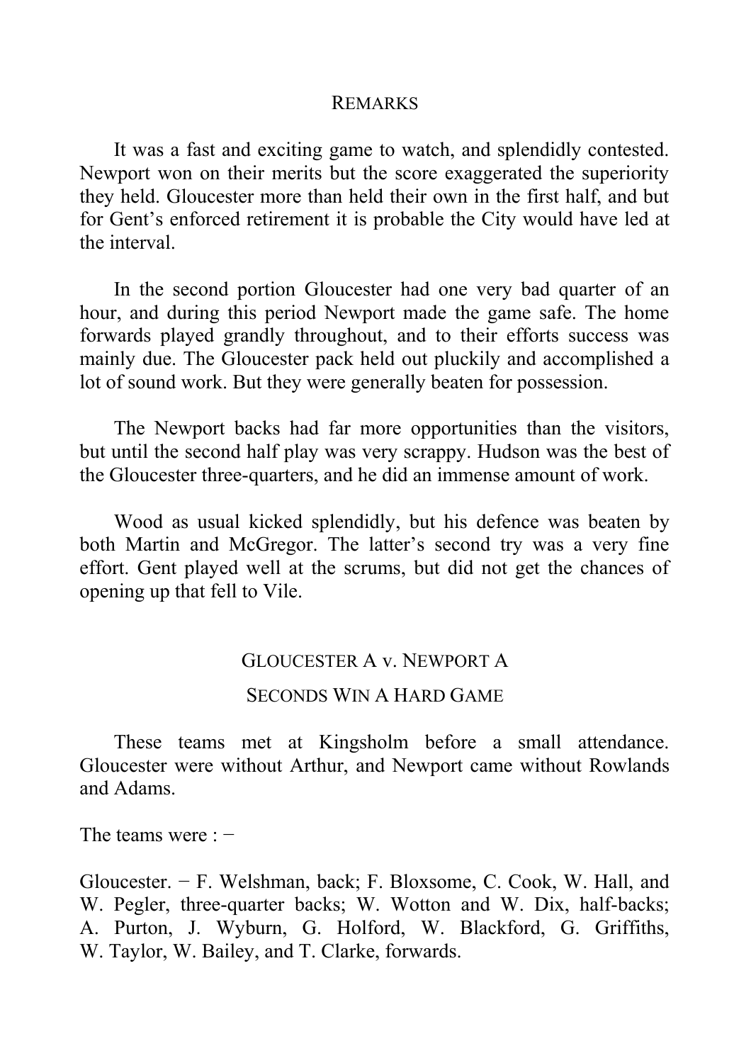## REMARKS

It was a fast and exciting game to watch, and splendidly contested. Newport won on their merits but the score exaggerated the superiority they held. Gloucester more than held their own in the first half, and but for Gent's enforced retirement it is probable the City would have led at the interval.

In the second portion Gloucester had one very bad quarter of an hour, and during this period Newport made the game safe. The home forwards played grandly throughout, and to their efforts success was mainly due. The Gloucester pack held out pluckily and accomplished a lot of sound work. But they were generally beaten for possession.

The Newport backs had far more opportunities than the visitors, but until the second half play was very scrappy. Hudson was the best of the Gloucester three-quarters, and he did an immense amount of work.

Wood as usual kicked splendidly, but his defence was beaten by both Martin and McGregor. The latter's second try was a very fine effort. Gent played well at the scrums, but did not get the chances of opening up that fell to Vile.

## GLOUCESTER A v. NEWPORT A

### SECONDS WIN A HARD GAME

These teams met at Kingsholm before a small attendance. Gloucester were without Arthur, and Newport came without Rowlands and Adams.

The teams were : −

Gloucester. − F. Welshman, back; F. Bloxsome, C. Cook, W. Hall, and W. Pegler, three-quarter backs; W. Wotton and W. Dix, half-backs; A. Purton, J. Wyburn, G. Holford, W. Blackford, G. Griffiths, W. Taylor, W. Bailey, and T. Clarke, forwards.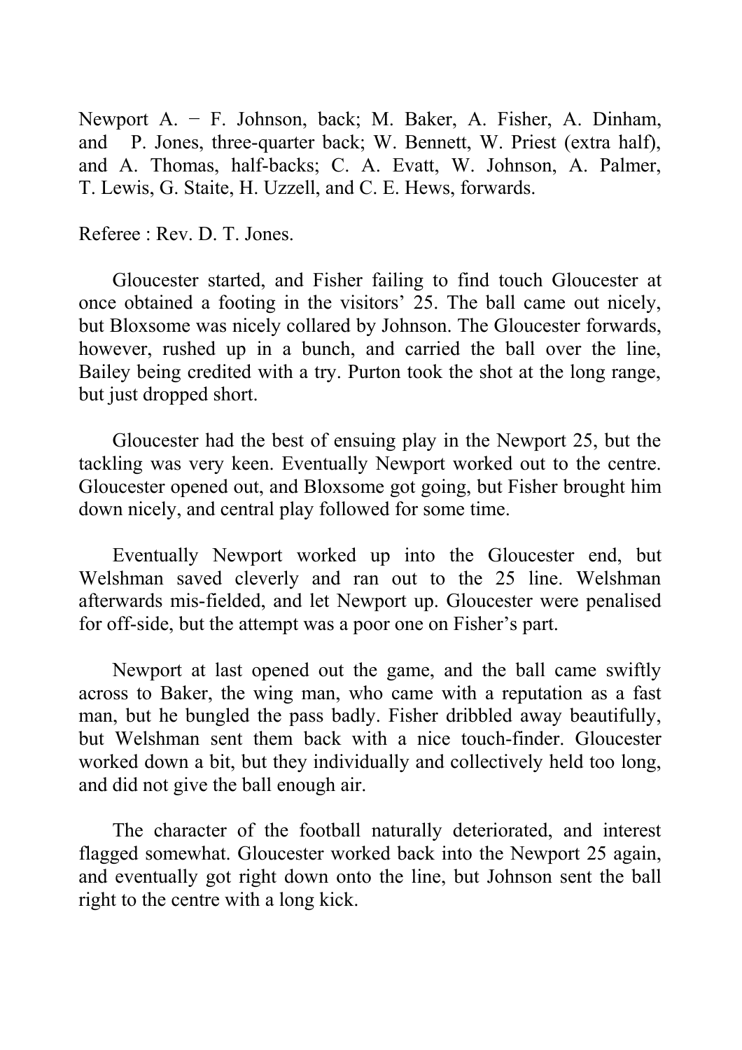Newport A. − F. Johnson, back; M. Baker, A. Fisher, A. Dinham, and P. Jones, three-quarter back; W. Bennett, W. Priest (extra half), and A. Thomas, half-backs; C. A. Evatt, W. Johnson, A. Palmer, T. Lewis, G. Staite, H. Uzzell, and C. E. Hews, forwards.

Referee : Rev. D. T. Jones.

Gloucester started, and Fisher failing to find touch Gloucester at once obtained a footing in the visitors' 25. The ball came out nicely, but Bloxsome was nicely collared by Johnson. The Gloucester forwards, however, rushed up in a bunch, and carried the ball over the line, Bailey being credited with a try. Purton took the shot at the long range, but just dropped short.

Gloucester had the best of ensuing play in the Newport 25, but the tackling was very keen. Eventually Newport worked out to the centre. Gloucester opened out, and Bloxsome got going, but Fisher brought him down nicely, and central play followed for some time.

Eventually Newport worked up into the Gloucester end, but Welshman saved cleverly and ran out to the 25 line. Welshman afterwards mis-fielded, and let Newport up. Gloucester were penalised for off-side, but the attempt was a poor one on Fisher's part.

Newport at last opened out the game, and the ball came swiftly across to Baker, the wing man, who came with a reputation as a fast man, but he bungled the pass badly. Fisher dribbled away beautifully, but Welshman sent them back with a nice touch-finder. Gloucester worked down a bit, but they individually and collectively held too long, and did not give the ball enough air.

The character of the football naturally deteriorated, and interest flagged somewhat. Gloucester worked back into the Newport 25 again, and eventually got right down onto the line, but Johnson sent the ball right to the centre with a long kick.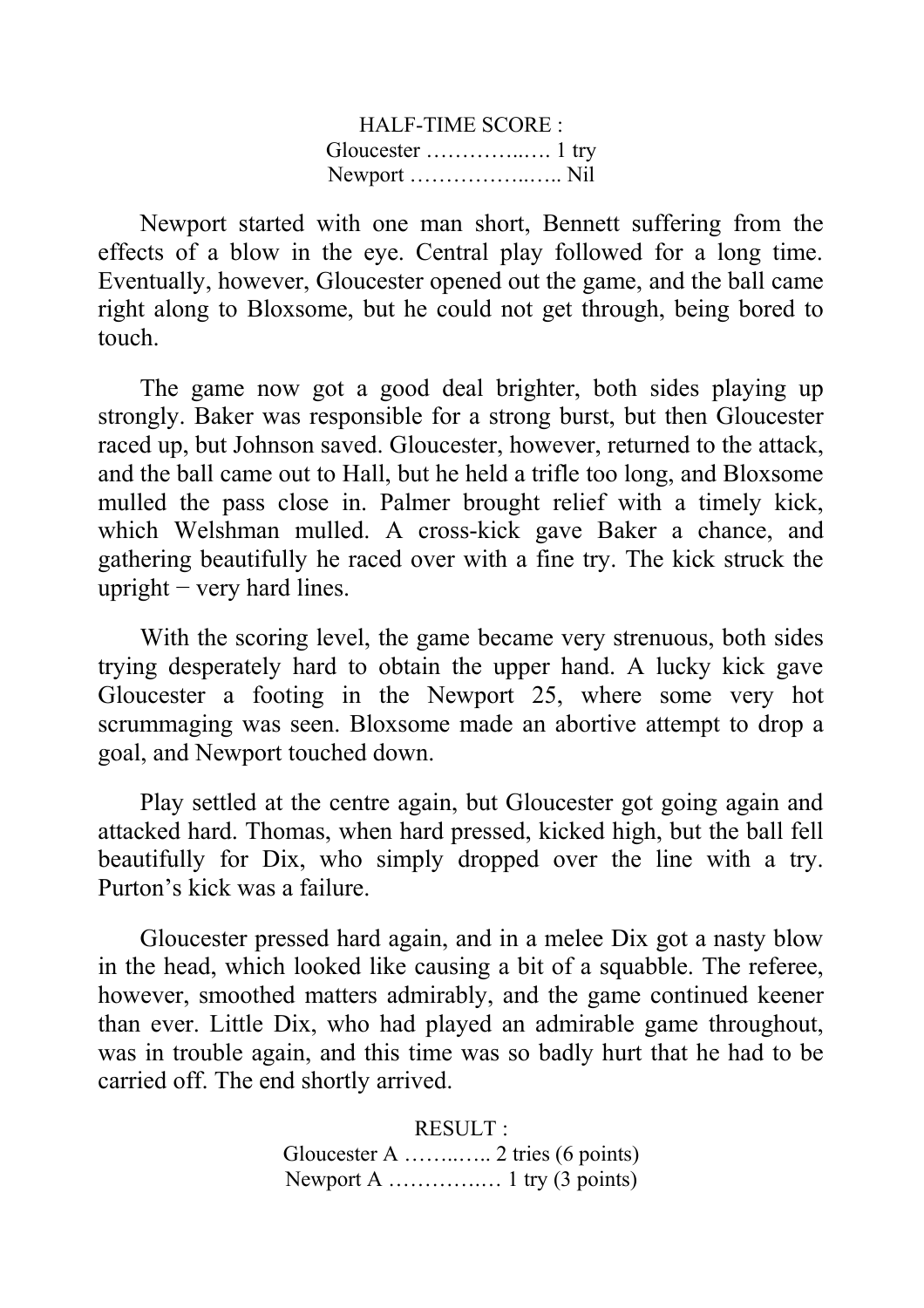HALF-TIME SCORE :
Gloucester ………..…. 1 try
Newport ……………..….. Nil

Newport started with one man short, Bennett suffering from the effects of a blow in the eye. Central play followed for a long time. Eventually, however, Gloucester opened out the game, and the ball came right along to Bloxsome, but he could not get through, being bored to touch.

The game now got a good deal brighter, both sides playing up strongly. Baker was responsible for a strong burst, but then Gloucester raced up, but Johnson saved. Gloucester, however, returned to the attack, and the ball came out to Hall, but he held a trifle too long, and Bloxsome mulled the pass close in. Palmer brought relief with a timely kick, which Welshman mulled. A cross-kick gave Baker a chance, and gathering beautifully he raced over with a fine try. The kick struck the upright − very hard lines.

With the scoring level, the game became very strenuous, both sides trying desperately hard to obtain the upper hand. A lucky kick gave Gloucester a footing in the Newport 25, where some very hot scrummaging was seen. Bloxsome made an abortive attempt to drop a goal, and Newport touched down.

Play settled at the centre again, but Gloucester got going again and attacked hard. Thomas, when hard pressed, kicked high, but the ball fell beautifully for Dix, who simply dropped over the line with a try. Purton's kick was a failure.

Gloucester pressed hard again, and in a melee Dix got a nasty blow in the head, which looked like causing a bit of a squabble. The referee, however, smoothed matters admirably, and the game continued keener than ever. Little Dix, who had played an admirable game throughout, was in trouble again, and this time was so badly hurt that he had to be carried off. The end shortly arrived.

RESULT :
Gloucester A ……..….. 2 tries (6 points)
Newport A ………….… 1 try (3 points)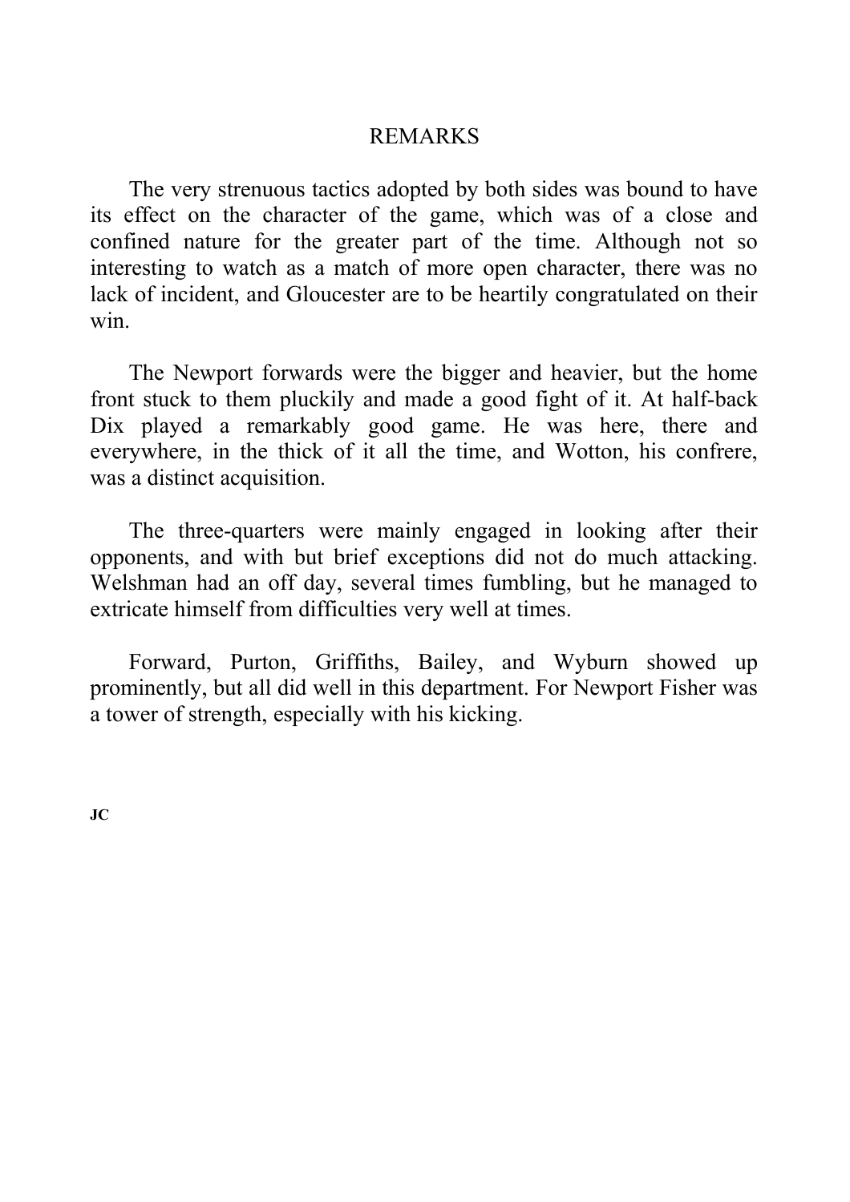## REMARKS

The very strenuous tactics adopted by both sides was bound to have its effect on the character of the game, which was of a close and confined nature for the greater part of the time. Although not so interesting to watch as a match of more open character, there was no lack of incident, and Gloucester are to be heartily congratulated on their win.

The Newport forwards were the bigger and heavier, but the home front stuck to them pluckily and made a good fight of it. At half-back Dix played a remarkably good game. He was here, there and everywhere, in the thick of it all the time, and Wotton, his confrere, was a distinct acquisition.

The three-quarters were mainly engaged in looking after their opponents, and with but brief exceptions did not do much attacking. Welshman had an off day, several times fumbling, but he managed to extricate himself from difficulties very well at times.

Forward, Purton, Griffiths, Bailey, and Wyburn showed up prominently, but all did well in this department. For Newport Fisher was a tower of strength, especially with his kicking.

**JC**